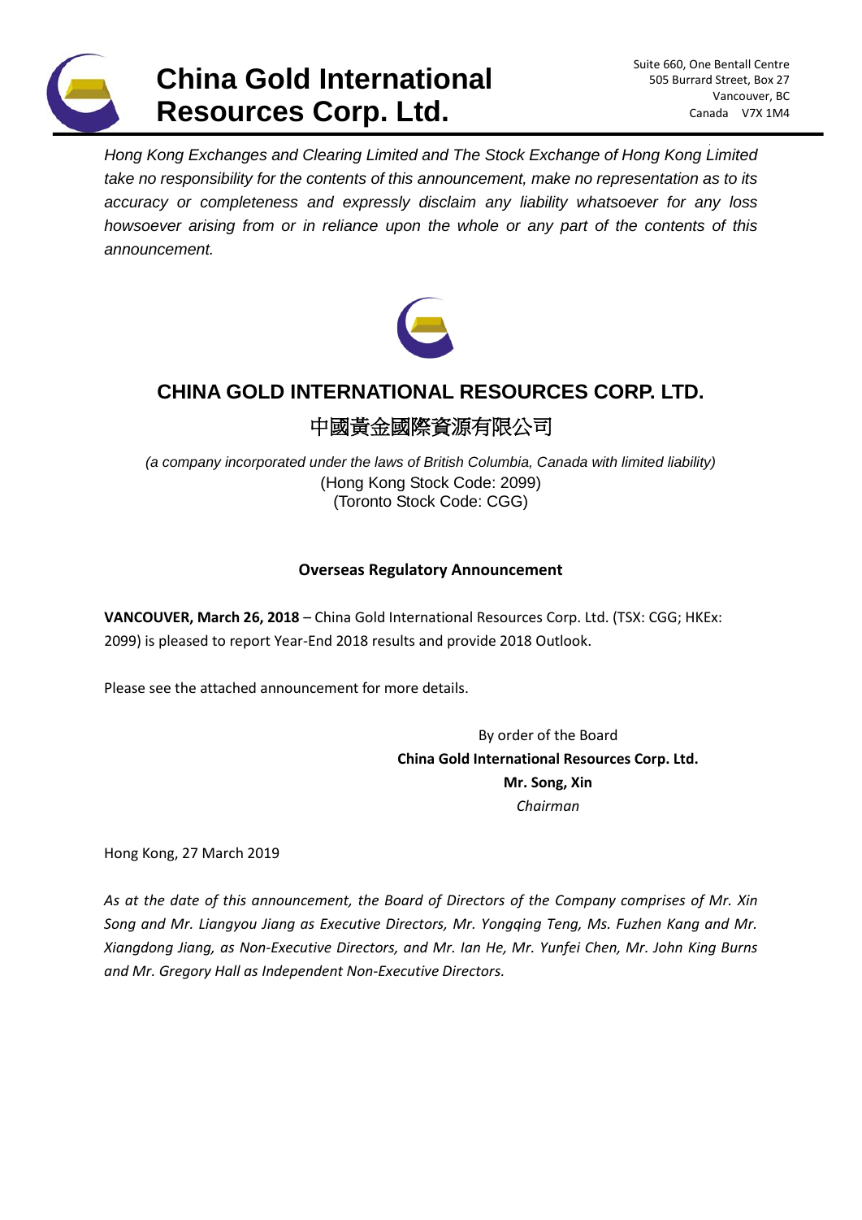# China Gold International Resources Corp. Ltd.

Suite 660, One Bentall Centre
505 Burrard Street, Box 27
Vancouver, BC
Canada V7X 1M4

*Hong Kong Exchanges and Clearing Limited and The Stock Exchange of Hong Kong Limited take no responsibility for the contents of this announcement, make no representation as to its accuracy or completeness and expressly disclaim any liability whatsoever for any loss howsoever arising from or in reliance upon the whole or any part of the contents of this announcement.*

## CHINA GOLD INTERNATIONAL RESOURCES CORP. LTD.

## 中國黃金國際資源有限公司

*(a company incorporated under the laws of British Columbia, Canada with limited liability)*
(Hong Kong Stock Code: 2099)
(Toronto Stock Code: CGG)

### Overseas Regulatory Announcement

**VANCOUVER, March 26, 2018** – China Gold International Resources Corp. Ltd. (TSX: CGG; HKEx: 2099) is pleased to report Year-End 2018 results and provide 2018 Outlook.

Please see the attached announcement for more details.

By order of the Board
**China Gold International Resources Corp. Ltd.**
**Mr. Song, Xin**
*Chairman*

Hong Kong, 27 March 2019

*As at the date of this announcement, the Board of Directors of the Company comprises of Mr. Xin Song and Mr. Liangyou Jiang as Executive Directors, Mr. Yongqing Teng, Ms. Fuzhen Kang and Mr. Xiangdong Jiang, as Non-Executive Directors, and Mr. Ian He, Mr. Yunfei Chen, Mr. John King Burns and Mr. Gregory Hall as Independent Non-Executive Directors.*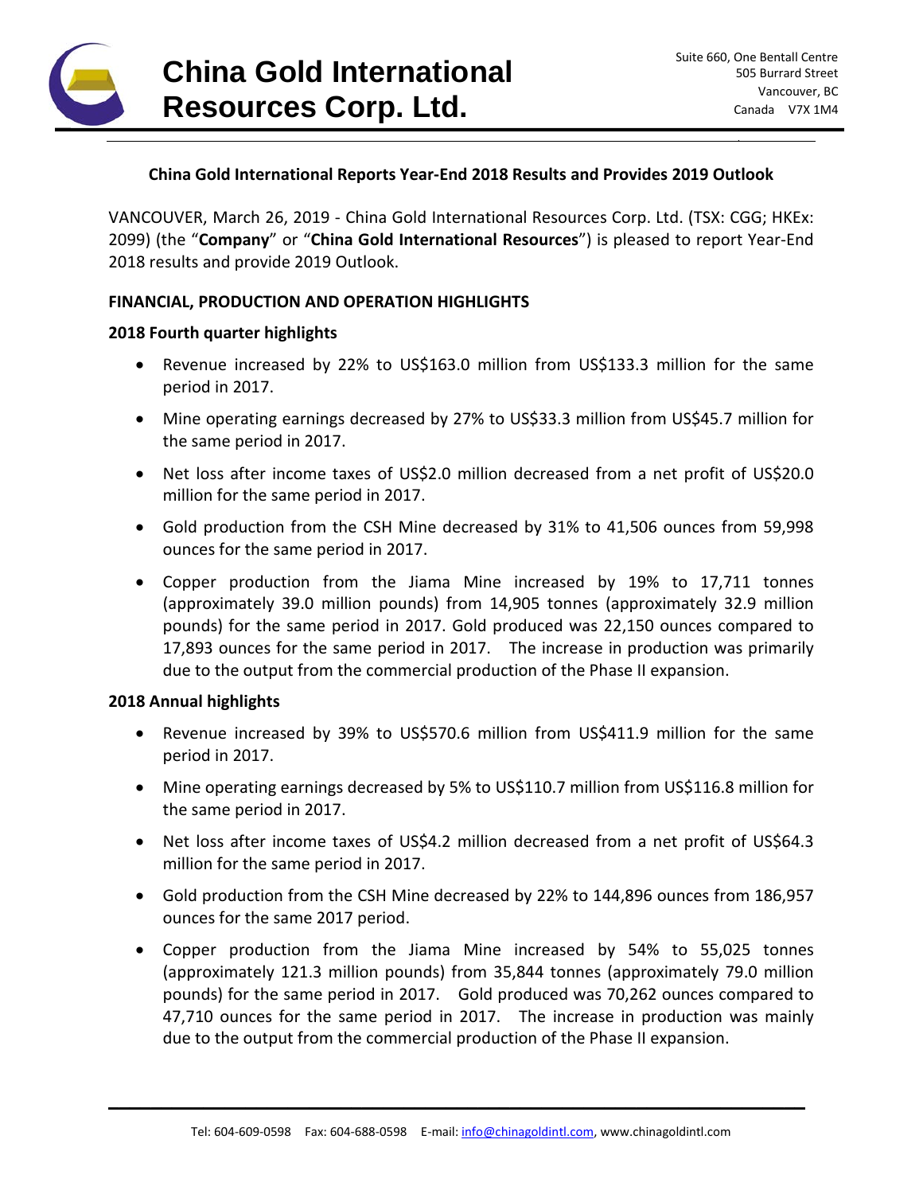**China Gold International Reports Year-End 2018 Results and Provides 2019 Outlook**

VANCOUVER, March 26, 2019 - China Gold International Resources Corp. Ltd. (TSX: CGG; HKEx: 2099) (the "**Company**" or "**China Gold International Resources**") is pleased to report Year-End 2018 results and provide 2019 Outlook.

**FINANCIAL, PRODUCTION AND OPERATION HIGHLIGHTS**

**2018 Fourth quarter highlights**

- Revenue increased by 22% to US$163.0 million from US$133.3 million for the same period in 2017.
- Mine operating earnings decreased by 27% to US$33.3 million from US$45.7 million for the same period in 2017.
- Net loss after income taxes of US$2.0 million decreased from a net profit of US$20.0 million for the same period in 2017.
- Gold production from the CSH Mine decreased by 31% to 41,506 ounces from 59,998 ounces for the same period in 2017.
- Copper production from the Jiama Mine increased by 19% to 17,711 tonnes (approximately 39.0 million pounds) from 14,905 tonnes (approximately 32.9 million pounds) for the same period in 2017. Gold produced was 22,150 ounces compared to 17,893 ounces for the same period in 2017. The increase in production was primarily due to the output from the commercial production of the Phase II expansion.

**2018 Annual highlights**

- Revenue increased by 39% to US$570.6 million from US$411.9 million for the same period in 2017.
- Mine operating earnings decreased by 5% to US$110.7 million from US$116.8 million for the same period in 2017.
- Net loss after income taxes of US$4.2 million decreased from a net profit of US$64.3 million for the same period in 2017.
- Gold production from the CSH Mine decreased by 22% to 144,896 ounces from 186,957 ounces for the same 2017 period.
- Copper production from the Jiama Mine increased by 54% to 55,025 tonnes (approximately 121.3 million pounds) from 35,844 tonnes (approximately 79.0 million pounds) for the same period in 2017. Gold produced was 70,262 ounces compared to 47,710 ounces for the same period in 2017. The increase in production was mainly due to the output from the commercial production of the Phase II expansion.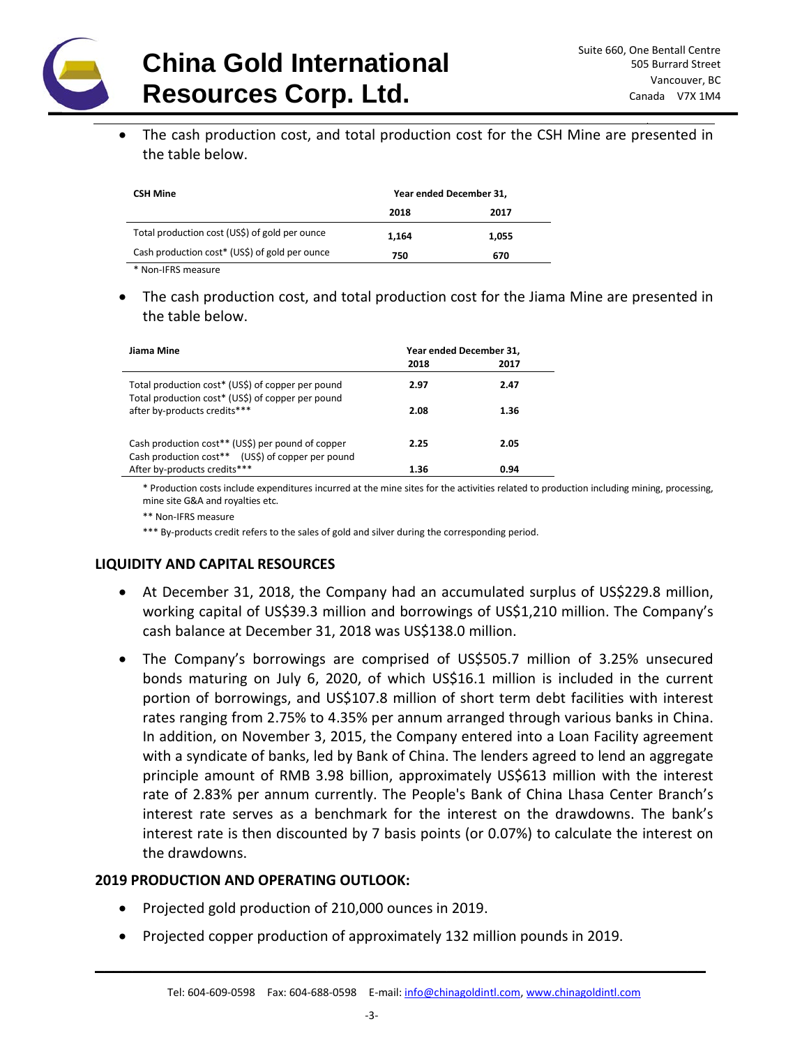- The cash production cost, and total production cost for the CSH Mine are presented in the table below.

| CSH Mine | Year ended December 31, | |
|---|---|---|
| | 2018 | 2017 |
| Total production cost (US$) of gold per ounce | 1,164 | 1,055 |
| Cash production cost* (US$) of gold per ounce | 750 | 670 |

\* Non-IFRS measure

- The cash production cost, and total production cost for the Jiama Mine are presented in the table below.

| Jiama Mine | Year ended December 31, | |
|---|---|---|
| | 2018 | 2017 |
| Total production cost* (US$) of copper per pound | 2.97 | 2.47 |
| Total production cost* (US$) of copper per pound after by-products credits*** | 2.08 | 1.36 |
| Cash production cost** (US$) per pound of copper | 2.25 | 2.05 |
| Cash production cost** (US$) of copper per pound After by-products credits*** | 1.36 | 0.94 |

\* Production costs include expenditures incurred at the mine sites for the activities related to production including mining, processing, mine site G&A and royalties etc.

\*\* Non-IFRS measure

\*\*\* By-products credit refers to the sales of gold and silver during the corresponding period.

## LIQUIDITY AND CAPITAL RESOURCES

- At December 31, 2018, the Company had an accumulated surplus of US$229.8 million, working capital of US$39.3 million and borrowings of US$1,210 million. The Company's cash balance at December 31, 2018 was US$138.0 million.
- The Company's borrowings are comprised of US$505.7 million of 3.25% unsecured bonds maturing on July 6, 2020, of which US$16.1 million is included in the current portion of borrowings, and US$107.8 million of short term debt facilities with interest rates ranging from 2.75% to 4.35% per annum arranged through various banks in China. In addition, on November 3, 2015, the Company entered into a Loan Facility agreement with a syndicate of banks, led by Bank of China. The lenders agreed to lend an aggregate principle amount of RMB 3.98 billion, approximately US$613 million with the interest rate of 2.83% per annum currently. The People's Bank of China Lhasa Center Branch's interest rate serves as a benchmark for the interest on the drawdowns. The bank's interest rate is then discounted by 7 basis points (or 0.07%) to calculate the interest on the drawdowns.

## 2019 PRODUCTION AND OPERATING OUTLOOK:

- Projected gold production of 210,000 ounces in 2019.
- Projected copper production of approximately 132 million pounds in 2019.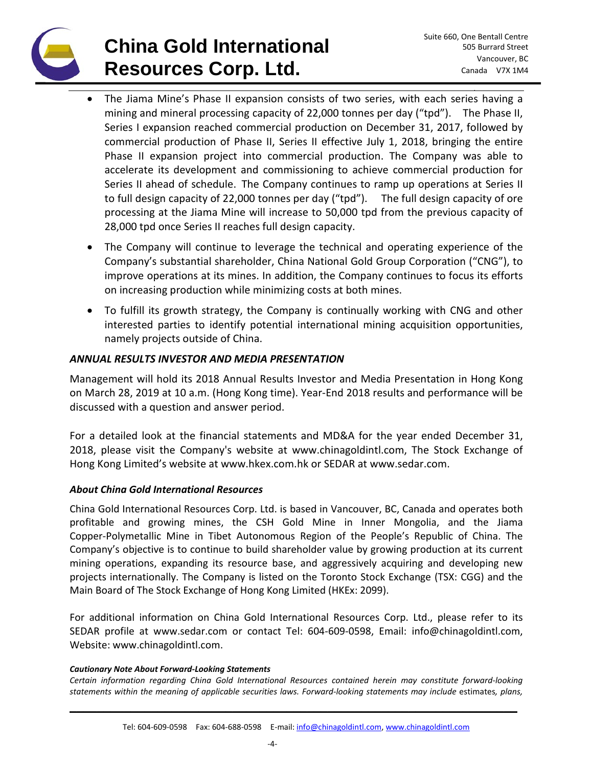- The Jiama Mine's Phase II expansion consists of two series, with each series having a mining and mineral processing capacity of 22,000 tonnes per day ("tpd"). The Phase II, Series I expansion reached commercial production on December 31, 2017, followed by commercial production of Phase II, Series II effective July 1, 2018, bringing the entire Phase II expansion project into commercial production. The Company was able to accelerate its development and commissioning to achieve commercial production for Series II ahead of schedule. The Company continues to ramp up operations at Series II to full design capacity of 22,000 tonnes per day ("tpd"). The full design capacity of ore processing at the Jiama Mine will increase to 50,000 tpd from the previous capacity of 28,000 tpd once Series II reaches full design capacity.
- The Company will continue to leverage the technical and operating experience of the Company's substantial shareholder, China National Gold Group Corporation ("CNG"), to improve operations at its mines. In addition, the Company continues to focus its efforts on increasing production while minimizing costs at both mines.
- To fulfill its growth strategy, the Company is continually working with CNG and other interested parties to identify potential international mining acquisition opportunities, namely projects outside of China.

### *ANNUAL RESULTS INVESTOR AND MEDIA PRESENTATION*

Management will hold its 2018 Annual Results Investor and Media Presentation in Hong Kong on March 28, 2019 at 10 a.m. (Hong Kong time). Year-End 2018 results and performance will be discussed with a question and answer period.

For a detailed look at the financial statements and MD&A for the year ended December 31, 2018, please visit the Company's website at www.chinagoldintl.com, The Stock Exchange of Hong Kong Limited's website at www.hkex.com.hk or SEDAR at www.sedar.com.

### *About China Gold International Resources*

China Gold International Resources Corp. Ltd. is based in Vancouver, BC, Canada and operates both profitable and growing mines, the CSH Gold Mine in Inner Mongolia, and the Jiama Copper-Polymetallic Mine in Tibet Autonomous Region of the People's Republic of China. The Company's objective is to continue to build shareholder value by growing production at its current mining operations, expanding its resource base, and aggressively acquiring and developing new projects internationally. The Company is listed on the Toronto Stock Exchange (TSX: CGG) and the Main Board of The Stock Exchange of Hong Kong Limited (HKEx: 2099).

For additional information on China Gold International Resources Corp. Ltd., please refer to its SEDAR profile at www.sedar.com or contact Tel: 604-609-0598, Email: info@chinagoldintl.com, Website: www.chinagoldintl.com.

***Cautionary Note About Forward-Looking Statements***

*Certain information regarding China Gold International Resources contained herein may constitute forward-looking statements within the meaning of applicable securities laws. Forward-looking statements may include* estimates*, plans,*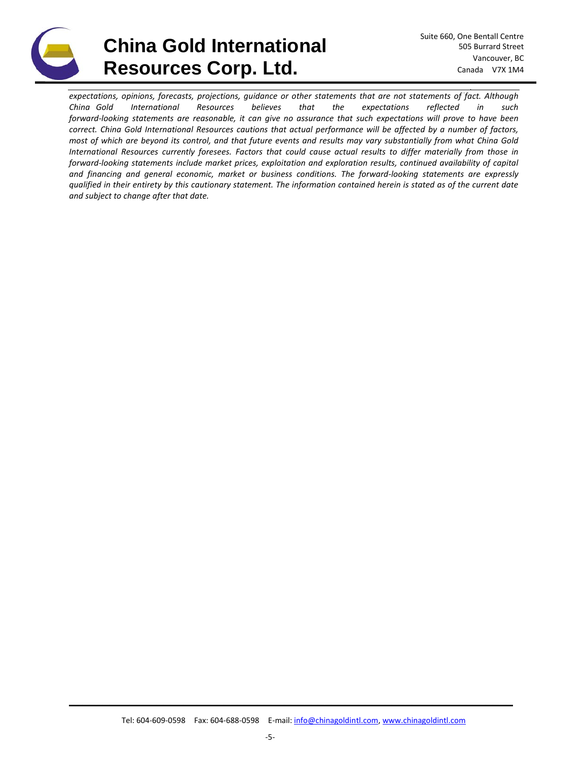*expectations, opinions, forecasts, projections, guidance or other statements that are not statements of fact. Although China Gold International Resources believes that the expectations reflected in such forward-looking statements are reasonable, it can give no assurance that such expectations will prove to have been correct. China Gold International Resources cautions that actual performance will be affected by a number of factors, most of which are beyond its control, and that future events and results may vary substantially from what China Gold International Resources currently foresees. Factors that could cause actual results to differ materially from those in forward-looking statements include market prices, exploitation and exploration results, continued availability of capital and financing and general economic, market or business conditions. The forward-looking statements are expressly qualified in their entirety by this cautionary statement. The information contained herein is stated as of the current date and subject to change after that date.*